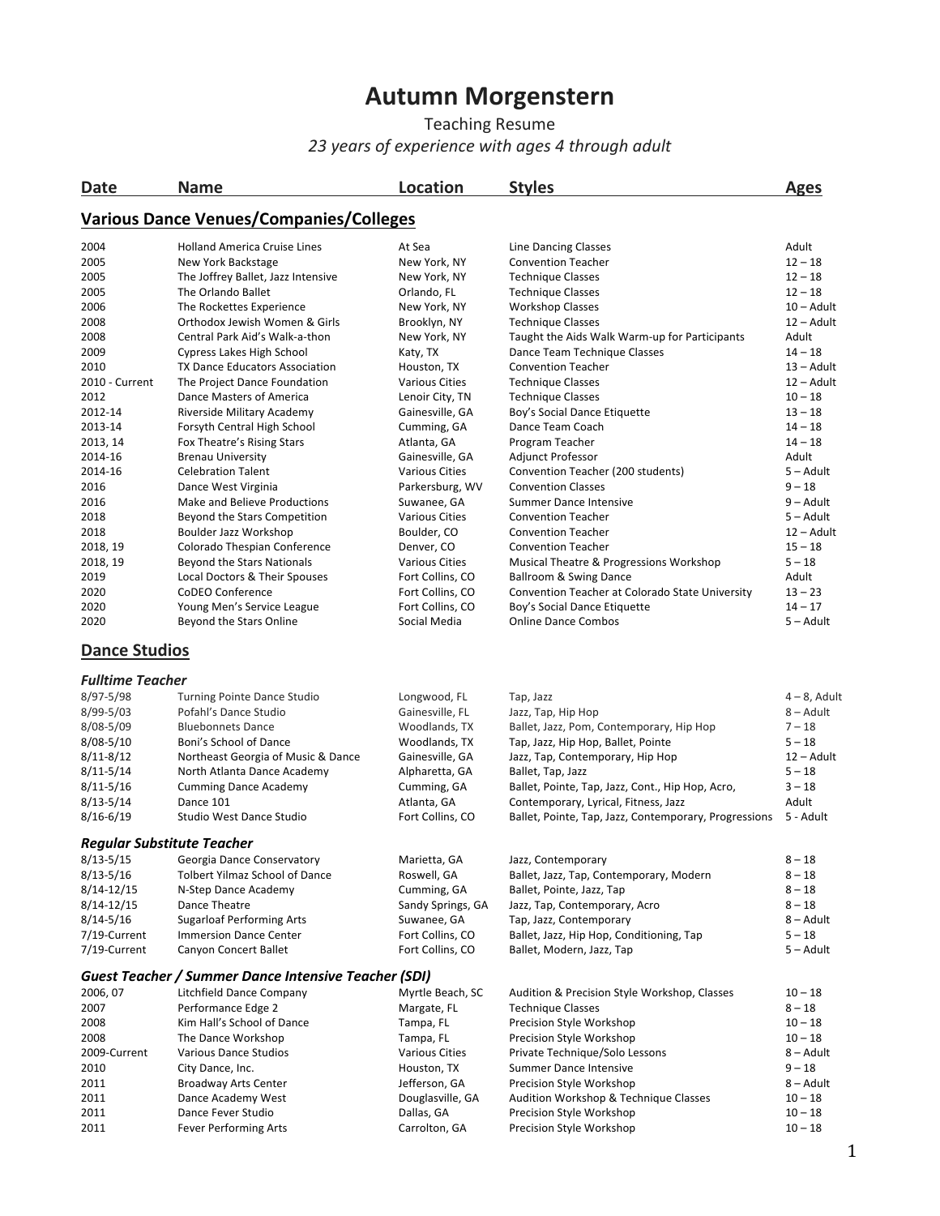# Autumn Morgenstern

Teaching Resume

*23 years of experience with ages 4 through adult*

| Date | Name | Location | Styles | Ages |
|---|---|---|---|---|

## Various Dance Venues/Companies/Colleges

| Date | Name | Location | Styles | Ages |
|---|---|---|---|---|
| 2004 | Holland America Cruise Lines | At Sea | Line Dancing Classes | Adult |
| 2005 | New York Backstage | New York, NY | Convention Teacher | 12 – 18 |
| 2005 | The Joffrey Ballet, Jazz Intensive | New York, NY | Technique Classes | 12 – 18 |
| 2005 | The Orlando Ballet | Orlando, FL | Technique Classes | 12 – 18 |
| 2006 | The Rockettes Experience | New York, NY | Workshop Classes | 10 – Adult |
| 2008 | Orthodox Jewish Women & Girls | Brooklyn, NY | Technique Classes | 12 – Adult |
| 2008 | Central Park Aid's Walk-a-thon | New York, NY | Taught the Aids Walk Warm-up for Participants | Adult |
| 2009 | Cypress Lakes High School | Katy, TX | Dance Team Technique Classes | 14 – 18 |
| 2010 | TX Dance Educators Association | Houston, TX | Convention Teacher | 13 – Adult |
| 2010 - Current | The Project Dance Foundation | Various Cities | Technique Classes | 12 – Adult |
| 2012 | Dance Masters of America | Lenoir City, TN | Technique Classes | 10 – 18 |
| 2012-14 | Riverside Military Academy | Gainesville, GA | Boy's Social Dance Etiquette | 13 – 18 |
| 2013-14 | Forsyth Central High School | Cumming, GA | Dance Team Coach | 14 – 18 |
| 2013, 14 | Fox Theatre's Rising Stars | Atlanta, GA | Program Teacher | 14 – 18 |
| 2014-16 | Brenau University | Gainesville, GA | Adjunct Professor | Adult |
| 2014-16 | Celebration Talent | Various Cities | Convention Teacher (200 students) | 5 – Adult |
| 2016 | Dance West Virginia | Parkersburg, WV | Convention Classes | 9 – 18 |
| 2016 | Make and Believe Productions | Suwanee, GA | Summer Dance Intensive | 9 – Adult |
| 2018 | Beyond the Stars Competition | Various Cities | Convention Teacher | 5 – Adult |
| 2018 | Boulder Jazz Workshop | Boulder, CO | Convention Teacher | 12 – Adult |
| 2018, 19 | Colorado Thespian Conference | Denver, CO | Convention Teacher | 15 – 18 |
| 2018, 19 | Beyond the Stars Nationals | Various Cities | Musical Theatre & Progressions Workshop | 5 – 18 |
| 2019 | Local Doctors & Their Spouses | Fort Collins, CO | Ballroom & Swing Dance | Adult |
| 2020 | CoDEO Conference | Fort Collins, CO | Convention Teacher at Colorado State University | 13 – 23 |
| 2020 | Young Men's Service League | Fort Collins, CO | Boy's Social Dance Etiquette | 14 – 17 |
| 2020 | Beyond the Stars Online | Social Media | Online Dance Combos | 5 – Adult |

## Dance Studios

### *Fulltime Teacher*

| Date | Name | Location | Styles | Ages |
|---|---|---|---|---|
| 8/97-5/98 | Turning Pointe Dance Studio | Longwood, FL | Tap, Jazz | 4 – 8, Adult |
| 8/99-5/03 | Pofahl's Dance Studio | Gainesville, FL | Jazz, Tap, Hip Hop | 8 – Adult |
| 8/08-5/09 | Bluebonnets Dance | Woodlands, TX | Ballet, Jazz, Pom, Contemporary, Hip Hop | 7 – 18 |
| 8/08-5/10 | Boni's School of Dance | Woodlands, TX | Tap, Jazz, Hip Hop, Ballet, Pointe | 5 – 18 |
| 8/11-8/12 | Northeast Georgia of Music & Dance | Gainesville, GA | Jazz, Tap, Contemporary, Hip Hop | 12 – Adult |
| 8/11-5/14 | North Atlanta Dance Academy | Alpharetta, GA | Ballet, Tap, Jazz | 5 – 18 |
| 8/11-5/16 | Cumming Dance Academy | Cumming, GA | Ballet, Pointe, Tap, Jazz, Cont., Hip Hop, Acro, | 3 – 18 |
| 8/13-5/14 | Dance 101 | Atlanta, GA | Contemporary, Lyrical, Fitness, Jazz | Adult |
| 8/16-6/19 | Studio West Dance Studio | Fort Collins, CO | Ballet, Pointe, Tap, Jazz, Contemporary, Progressions | 5 - Adult |

### *Regular Substitute Teacher*

| Date | Name | Location | Styles | Ages |
|---|---|---|---|---|
| 8/13-5/15 | Georgia Dance Conservatory | Marietta, GA | Jazz, Contemporary | 8 – 18 |
| 8/13-5/16 | Tolbert Yilmaz School of Dance | Roswell, GA | Ballet, Jazz, Tap, Contemporary, Modern | 8 – 18 |
| 8/14-12/15 | N-Step Dance Academy | Cumming, GA | Ballet, Pointe, Jazz, Tap | 8 – 18 |
| 8/14-12/15 | Dance Theatre | Sandy Springs, GA | Jazz, Tap, Contemporary, Acro | 8 – 18 |
| 8/14-5/16 | Sugarloaf Performing Arts | Suwanee, GA | Tap, Jazz, Contemporary | 8 – Adult |
| 7/19-Current | Immersion Dance Center | Fort Collins, CO | Ballet, Jazz, Hip Hop, Conditioning, Tap | 5 – 18 |
| 7/19-Current | Canyon Concert Ballet | Fort Collins, CO | Ballet, Modern, Jazz, Tap | 5 – Adult |

### *Guest Teacher / Summer Dance Intensive Teacher (SDI)*

| Date | Name | Location | Styles | Ages |
|---|---|---|---|---|
| 2006, 07 | Litchfield Dance Company | Myrtle Beach, SC | Audition & Precision Style Workshop, Classes | 10 – 18 |
| 2007 | Performance Edge 2 | Margate, FL | Technique Classes | 8 – 18 |
| 2008 | Kim Hall's School of Dance | Tampa, FL | Precision Style Workshop | 10 – 18 |
| 2008 | The Dance Workshop | Tampa, FL | Precision Style Workshop | 10 – 18 |
| 2009-Current | Various Dance Studios | Various Cities | Private Technique/Solo Lessons | 8 – Adult |
| 2010 | City Dance, Inc. | Houston, TX | Summer Dance Intensive | 9 – 18 |
| 2011 | Broadway Arts Center | Jefferson, GA | Precision Style Workshop | 8 – Adult |
| 2011 | Dance Academy West | Douglasville, GA | Audition Workshop & Technique Classes | 10 – 18 |
| 2011 | Dance Fever Studio | Dallas, GA | Precision Style Workshop | 10 – 18 |
| 2011 | Fever Performing Arts | Carrolton, GA | Precision Style Workshop | 10 – 18 |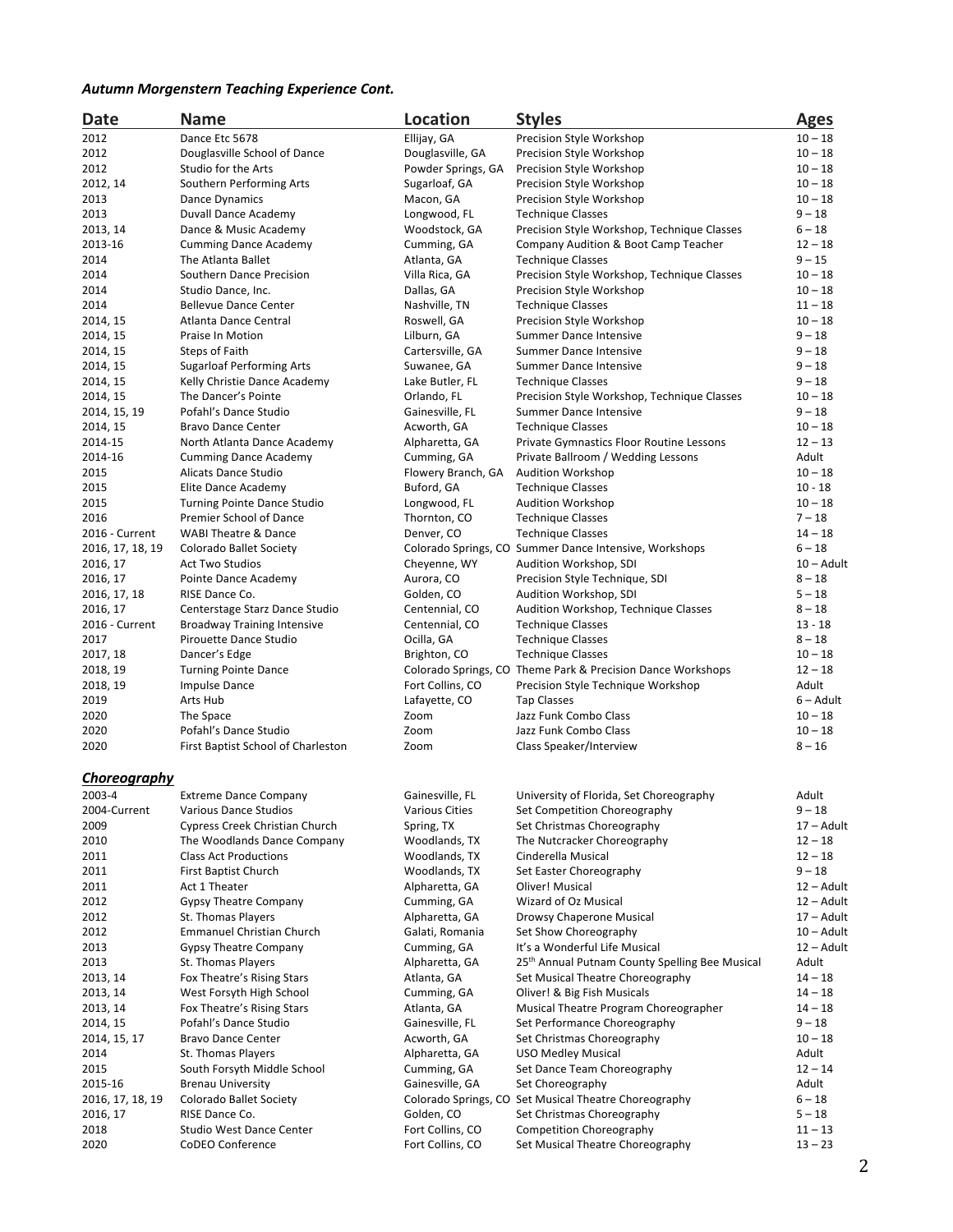***Autumn Morgenstern Teaching Experience Cont.***

| Date | Name | Location | Styles | Ages |
|---|---|---|---|---|
| 2012 | Dance Etc 5678 | Ellijay, GA | Precision Style Workshop | 10 – 18 |
| 2012 | Douglasville School of Dance | Douglasville, GA | Precision Style Workshop | 10 – 18 |
| 2012 | Studio for the Arts | Powder Springs, GA | Precision Style Workshop | 10 – 18 |
| 2012, 14 | Southern Performing Arts | Sugarloaf, GA | Precision Style Workshop | 10 – 18 |
| 2013 | Dance Dynamics | Macon, GA | Precision Style Workshop | 10 – 18 |
| 2013 | Duvall Dance Academy | Longwood, FL | Technique Classes | 9 – 18 |
| 2013, 14 | Dance & Music Academy | Woodstock, GA | Precision Style Workshop, Technique Classes | 6 – 18 |
| 2013-16 | Cumming Dance Academy | Cumming, GA | Company Audition & Boot Camp Teacher | 12 – 18 |
| 2014 | The Atlanta Ballet | Atlanta, GA | Technique Classes | 9 – 15 |
| 2014 | Southern Dance Precision | Villa Rica, GA | Precision Style Workshop, Technique Classes | 10 – 18 |
| 2014 | Studio Dance, Inc. | Dallas, GA | Precision Style Workshop | 10 – 18 |
| 2014 | Bellevue Dance Center | Nashville, TN | Technique Classes | 11 – 18 |
| 2014, 15 | Atlanta Dance Central | Roswell, GA | Precision Style Workshop | 10 – 18 |
| 2014, 15 | Praise In Motion | Lilburn, GA | Summer Dance Intensive | 9 – 18 |
| 2014, 15 | Steps of Faith | Cartersville, GA | Summer Dance Intensive | 9 – 18 |
| 2014, 15 | Sugarloaf Performing Arts | Suwanee, GA | Summer Dance Intensive | 9 – 18 |
| 2014, 15 | Kelly Christie Dance Academy | Lake Butler, FL | Technique Classes | 9 – 18 |
| 2014, 15 | The Dancer's Pointe | Orlando, FL | Precision Style Workshop, Technique Classes | 10 – 18 |
| 2014, 15, 19 | Pofahl's Dance Studio | Gainesville, FL | Summer Dance Intensive | 9 – 18 |
| 2014, 15 | Bravo Dance Center | Acworth, GA | Technique Classes | 10 – 18 |
| 2014-15 | North Atlanta Dance Academy | Alpharetta, GA | Private Gymnastics Floor Routine Lessons | 12 – 13 |
| 2014-16 | Cumming Dance Academy | Cumming, GA | Private Ballroom / Wedding Lessons | Adult |
| 2015 | Alicats Dance Studio | Flowery Branch, GA | Audition Workshop | 10 – 18 |
| 2015 | Elite Dance Academy | Buford, GA | Technique Classes | 10 - 18 |
| 2015 | Turning Pointe Dance Studio | Longwood, FL | Audition Workshop | 10 – 18 |
| 2016 | Premier School of Dance | Thornton, CO | Technique Classes | 7 – 18 |
| 2016 - Current | WABI Theatre & Dance | Denver, CO | Technique Classes | 14 – 18 |
| 2016, 17, 18, 19 | Colorado Ballet Society | Colorado Springs, CO | Summer Dance Intensive, Workshops | 6 – 18 |
| 2016, 17 | Act Two Studios | Cheyenne, WY | Audition Workshop, SDI | 10 – Adult |
| 2016, 17 | Pointe Dance Academy | Aurora, CO | Precision Style Technique, SDI | 8 – 18 |
| 2016, 17, 18 | RISE Dance Co. | Golden, CO | Audition Workshop, SDI | 5 – 18 |
| 2016, 17 | Centerstage Starz Dance Studio | Centennial, CO | Audition Workshop, Technique Classes | 8 – 18 |
| 2016 - Current | Broadway Training Intensive | Centennial, CO | Technique Classes | 13 - 18 |
| 2017 | Pirouette Dance Studio | Ocilla, GA | Technique Classes | 8 – 18 |
| 2017, 18 | Dancer's Edge | Brighton, CO | Technique Classes | 10 – 18 |
| 2018, 19 | Turning Pointe Dance | Colorado Springs, CO | Theme Park & Precision Dance Workshops | 12 – 18 |
| 2018, 19 | Impulse Dance | Fort Collins, CO | Precision Style Technique Workshop | Adult |
| 2019 | Arts Hub | Lafayette, CO | Tap Classes | 6 – Adult |
| 2020 | The Space | Zoom | Jazz Funk Combo Class | 10 – 18 |
| 2020 | Pofahl's Dance Studio | Zoom | Jazz Funk Combo Class | 10 – 18 |
| 2020 | First Baptist School of Charleston | Zoom | Class Speaker/Interview | 8 – 16 |

***Choreography***

| | | | | |
|---|---|---|---|---|
| 2003-4 | Extreme Dance Company | Gainesville, FL | University of Florida, Set Choreography | Adult |
| 2004-Current | Various Dance Studios | Various Cities | Set Competition Choreography | 9 – 18 |
| 2009 | Cypress Creek Christian Church | Spring, TX | Set Christmas Choreography | 17 – Adult |
| 2010 | The Woodlands Dance Company | Woodlands, TX | The Nutcracker Choreography | 12 – 18 |
| 2011 | Class Act Productions | Woodlands, TX | Cinderella Musical | 12 – 18 |
| 2011 | First Baptist Church | Woodlands, TX | Set Easter Choreography | 9 – 18 |
| 2011 | Act 1 Theater | Alpharetta, GA | Oliver! Musical | 12 – Adult |
| 2012 | Gypsy Theatre Company | Cumming, GA | Wizard of Oz Musical | 12 – Adult |
| 2012 | St. Thomas Players | Alpharetta, GA | Drowsy Chaperone Musical | 17 – Adult |
| 2012 | Emmanuel Christian Church | Galati, Romania | Set Show Choreography | 10 – Adult |
| 2013 | Gypsy Theatre Company | Cumming, GA | It's a Wonderful Life Musical | 12 – Adult |
| 2013 | St. Thomas Players | Alpharetta, GA | 25th Annual Putnam County Spelling Bee Musical | Adult |
| 2013, 14 | Fox Theatre's Rising Stars | Atlanta, GA | Set Musical Theatre Choreography | 14 – 18 |
| 2013, 14 | West Forsyth High School | Cumming, GA | Oliver! & Big Fish Musicals | 14 – 18 |
| 2013, 14 | Fox Theatre's Rising Stars | Atlanta, GA | Musical Theatre Program Choreographer | 14 – 18 |
| 2014, 15 | Pofahl's Dance Studio | Gainesville, FL | Set Performance Choreography | 9 – 18 |
| 2014, 15, 17 | Bravo Dance Center | Acworth, GA | Set Christmas Choreography | 10 – 18 |
| 2014 | St. Thomas Players | Alpharetta, GA | USO Medley Musical | Adult |
| 2015 | South Forsyth Middle School | Cumming, GA | Set Dance Team Choreography | 12 – 14 |
| 2015-16 | Brenau University | Gainesville, GA | Set Choreography | Adult |
| 2016, 17, 18, 19 | Colorado Ballet Society | Colorado Springs, CO | Set Musical Theatre Choreography | 6 – 18 |
| 2016, 17 | RISE Dance Co. | Golden, CO | Set Christmas Choreography | 5 – 18 |
| 2018 | Studio West Dance Center | Fort Collins, CO | Competition Choreography | 11 – 13 |
| 2020 | CoDEO Conference | Fort Collins, CO | Set Musical Theatre Choreography | 13 – 23 |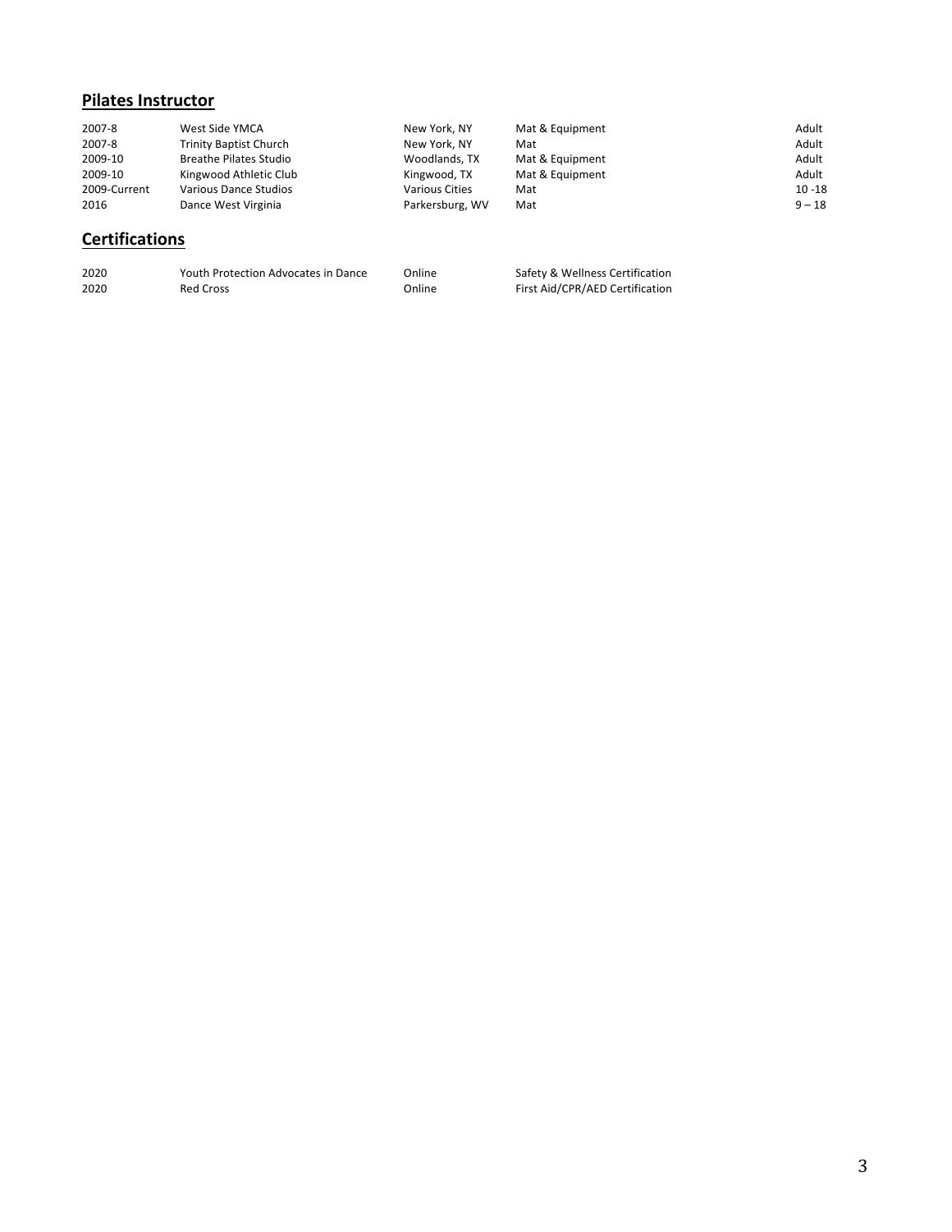## **Pilates Instructor**

| | | | | |
|---|---|---|---|---|
| 2007-8 | West Side YMCA | New York, NY | Mat & Equipment | Adult |
| 2007-8 | Trinity Baptist Church | New York, NY | Mat | Adult |
| 2009-10 | Breathe Pilates Studio | Woodlands, TX | Mat & Equipment | Adult |
| 2009-10 | Kingwood Athletic Club | Kingwood, TX | Mat & Equipment | Adult |
| 2009-Current | Various Dance Studios | Various Cities | Mat | 10 -18 |
| 2016 | Dance West Virginia | Parkersburg, WV | Mat | 9 – 18 |

## **Certifications**

| | | | |
|---|---|---|---|
| 2020 | Youth Protection Advocates in Dance | Online | Safety & Wellness Certification |
| 2020 | Red Cross | Online | First Aid/CPR/AED Certification |